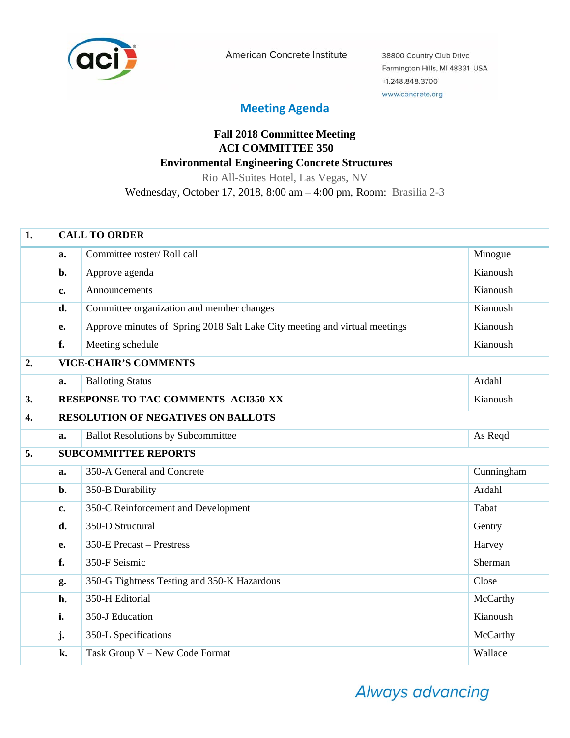American Concrete Institute

38800 Country Club Drive
Farmington Hills, MI 48331 USA
+1.248.848.3700
www.concrete.org

# Meeting Agenda

**Fall 2018 Committee Meeting**
**ACI COMMITTEE 350**
**Environmental Engineering Concrete Structures**

Rio All-Suites Hotel, Las Vegas, NV
Wednesday, October 17, 2018, 8:00 am – 4:00 pm, Room: Brasilia 2-3

| | | | |
|---|---|---|---|
| **1.** | **CALL TO ORDER** | | |
| | **a.** | Committee roster/ Roll call | Minogue |
| | **b.** | Approve agenda | Kianoush |
| | **c.** | Announcements | Kianoush |
| | **d.** | Committee organization and member changes | Kianoush |
| | **e.** | Approve minutes of Spring 2018 Salt Lake City meeting and virtual meetings | Kianoush |
| | **f.** | Meeting schedule | Kianoush |
| **2.** | **VICE-CHAIR'S COMMENTS** | | |
| | **a.** | Balloting Status | Ardahl |
| **3.** | **RESEPONSE TO TAC COMMENTS -ACI350-XX** | | Kianoush |
| **4.** | **RESOLUTION OF NEGATIVES ON BALLOTS** | | |
| | **a.** | Ballot Resolutions by Subcommittee | As Reqd |
| **5.** | **SUBCOMMITTEE REPORTS** | | |
| | **a.** | 350-A General and Concrete | Cunningham |
| | **b.** | 350-B Durability | Ardahl |
| | **c.** | 350-C Reinforcement and Development | Tabat |
| | **d.** | 350-D Structural | Gentry |
| | **e.** | 350-E Precast – Prestress | Harvey |
| | **f.** | 350-F Seismic | Sherman |
| | **g.** | 350-G Tightness Testing and 350-K Hazardous | Close |
| | **h.** | 350-H Editorial | McCarthy |
| | **i.** | 350-J Education | Kianoush |
| | **j.** | 350-L Specifications | McCarthy |
| | **k.** | Task Group V – New Code Format | Wallace |

*Always advancing*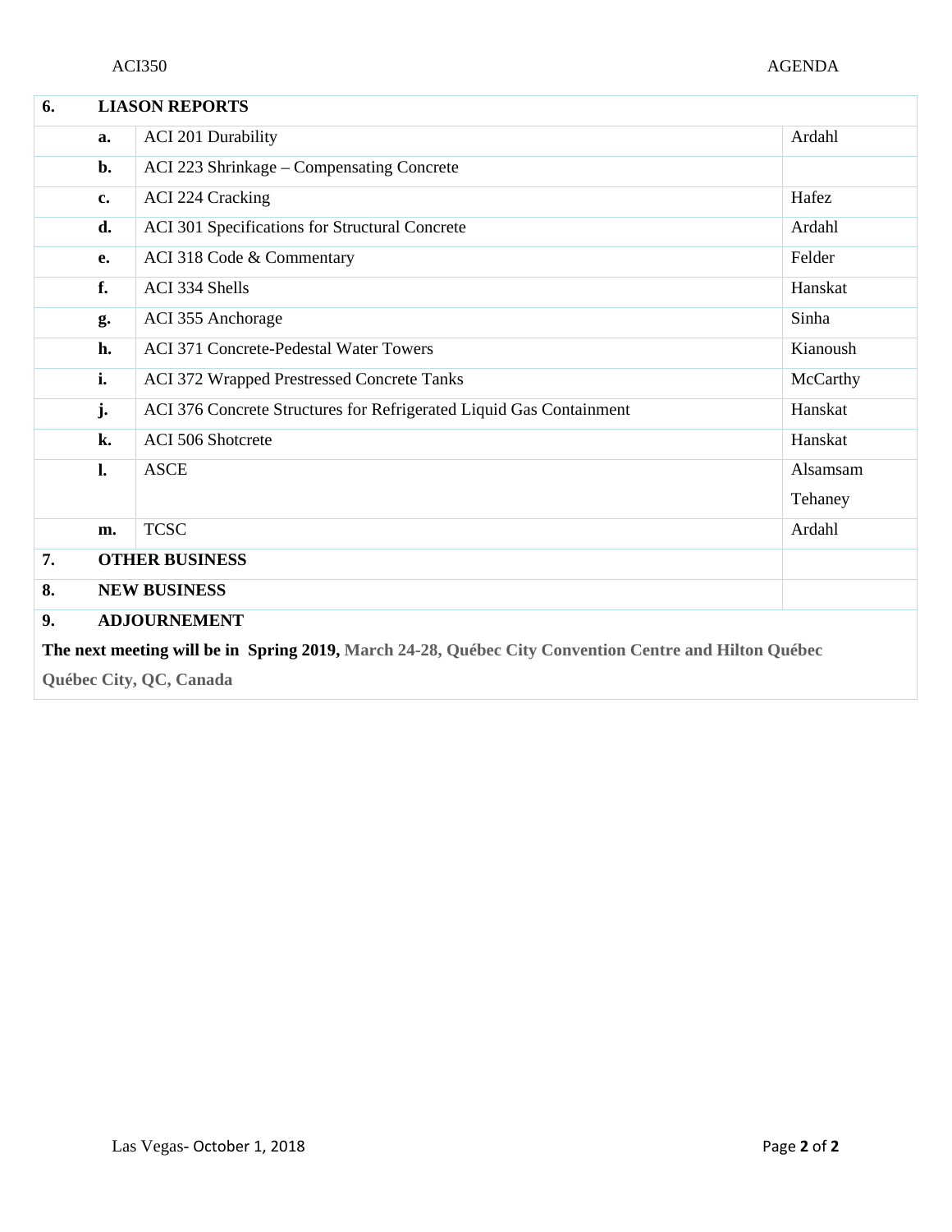| | | | |
|---|---|---|---|
| **6.** | **LIASON REPORTS** | | |
| | **a.** | ACI 201 Durability | Ardahl |
| | **b.** | ACI 223 Shrinkage – Compensating Concrete | |
| | **c.** | ACI 224 Cracking | Hafez |
| | **d.** | ACI 301 Specifications for Structural Concrete | Ardahl |
| | **e.** | ACI 318 Code & Commentary | Felder |
| | **f.** | ACI 334 Shells | Hanskat |
| | **g.** | ACI 355 Anchorage | Sinha |
| | **h.** | ACI 371 Concrete-Pedestal Water Towers | Kianoush |
| | **i.** | ACI 372 Wrapped Prestressed Concrete Tanks | McCarthy |
| | **j.** | ACI 376 Concrete Structures for Refrigerated Liquid Gas Containment | Hanskat |
| | **k.** | ACI 506 Shotcrete | Hanskat |
| | **l.** | ASCE | Alsamsam<br>Tehaney |
| | **m.** | TCSC | Ardahl |
| **7.** | **OTHER BUSINESS** | | |
| **8.** | **NEW BUSINESS** | | |
| **9.** | **ADJOURNEMENT** | | |

**The next meeting will be in Spring 2019, March 24-28, Québec City Convention Centre and Hilton Québec Québec City, QC, Canada**

Las Vegas- October 1, 2018